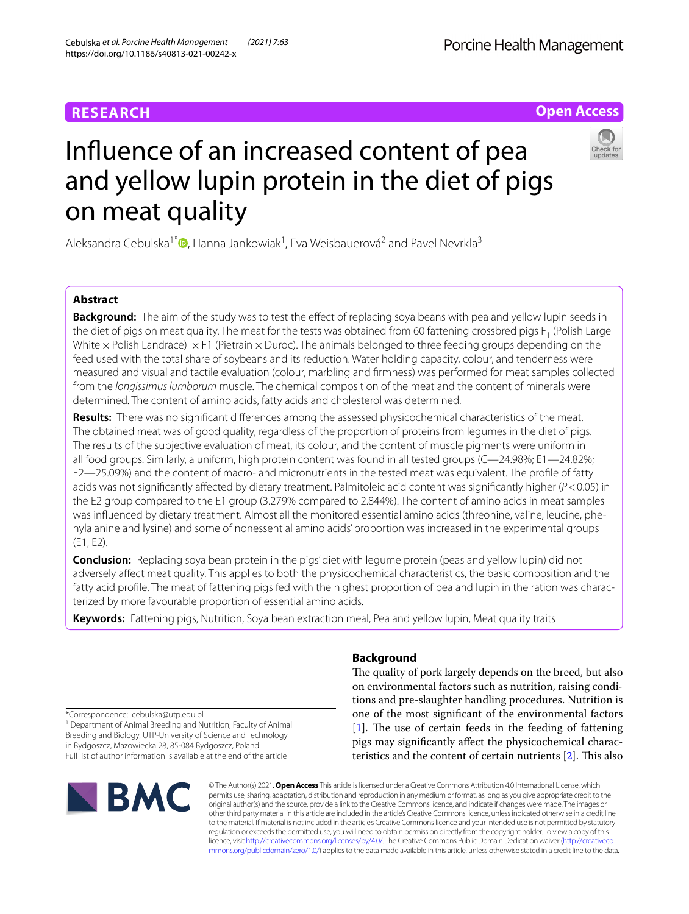RESEARCH

Open Access

# Influence of an increased content of pea and yellow lupin protein in the diet of pigs on meat quality

Aleksandra Cebulska[1*], Hanna Jankowiak[1], Eva Weisbauerová[2] and Pavel Nevrkla[3]

## Abstract

**Background:** The aim of the study was to test the effect of replacing soya beans with pea and yellow lupin seeds in the diet of pigs on meat quality. The meat for the tests was obtained from 60 fattening crossbred pigs $F_1$ (Polish Large White × Polish Landrace) × F1 (Pietrain × Duroc). The animals belonged to three feeding groups depending on the feed used with the total share of soybeans and its reduction. Water holding capacity, colour, and tenderness were measured and visual and tactile evaluation (colour, marbling and firmness) was performed for meat samples collected from the *longissimus lumborum* muscle. The chemical composition of the meat and the content of minerals were determined. The content of amino acids, fatty acids and cholesterol was determined.

**Results:** There was no significant differences among the assessed physicochemical characteristics of the meat. The obtained meat was of good quality, regardless of the proportion of proteins from legumes in the diet of pigs. The results of the subjective evaluation of meat, its colour, and the content of muscle pigments were uniform in all food groups. Similarly, a uniform, high protein content was found in all tested groups (C—24.98%; E1—24.82%; E2—25.09%) and the content of macro- and micronutrients in the tested meat was equivalent. The profile of fatty acids was not significantly affected by dietary treatment. Palmitoleic acid content was significantly higher ($P<0.05$) in the E2 group compared to the E1 group (3.279% compared to 2.844%). The content of amino acids in meat samples was influenced by dietary treatment. Almost all the monitored essential amino acids (threonine, valine, leucine, phenylalanine and lysine) and some of nonessential amino acids' proportion was increased in the experimental groups (E1, E2).

**Conclusion:** Replacing soya bean protein in the pigs' diet with legume protein (peas and yellow lupin) did not adversely affect meat quality. This applies to both the physicochemical characteristics, the basic composition and the fatty acid profile. The meat of fattening pigs fed with the highest proportion of pea and lupin in the ration was characterized by more favourable proportion of essential amino acids.

**Keywords:** Fattening pigs, Nutrition, Soya bean extraction meal, Pea and yellow lupin, Meat quality traits

## Background

The quality of pork largely depends on the breed, but also on environmental factors such as nutrition, raising conditions and pre-slaughter handling procedures. Nutrition is one of the most significant of the environmental factors [1]. The use of certain feeds in the feeding of fattening pigs may significantly affect the physicochemical characteristics and the content of certain nutrients [2]. This also

*Correspondence: cebulska@utp.edu.pl
[1] Department of Animal Breeding and Nutrition, Faculty of Animal Breeding and Biology, UTP-University of Science and Technology in Bydgoszcz, Mazowiecka 28, 85-084 Bydgoszcz, Poland
Full list of author information is available at the end of the article

© The Author(s) 2021. **Open Access** This article is licensed under a Creative Commons Attribution 4.0 International License, which permits use, sharing, adaptation, distribution and reproduction in any medium or format, as long as you give appropriate credit to the original author(s) and the source, provide a link to the Creative Commons licence, and indicate if changes were made. The images or other third party material in this article are included in the article's Creative Commons licence, unless indicated otherwise in a credit line to the material. If material is not included in the article's Creative Commons licence and your intended use is not permitted by statutory regulation or exceeds the permitted use, you will need to obtain permission directly from the copyright holder. To view a copy of this licence, visit http://creativecommons.org/licenses/by/4.0/. The Creative Commons Public Domain Dedication waiver (http://creativecommons.org/publicdomain/zero/1.0/) applies to the data made available in this article, unless otherwise stated in a credit line to the data.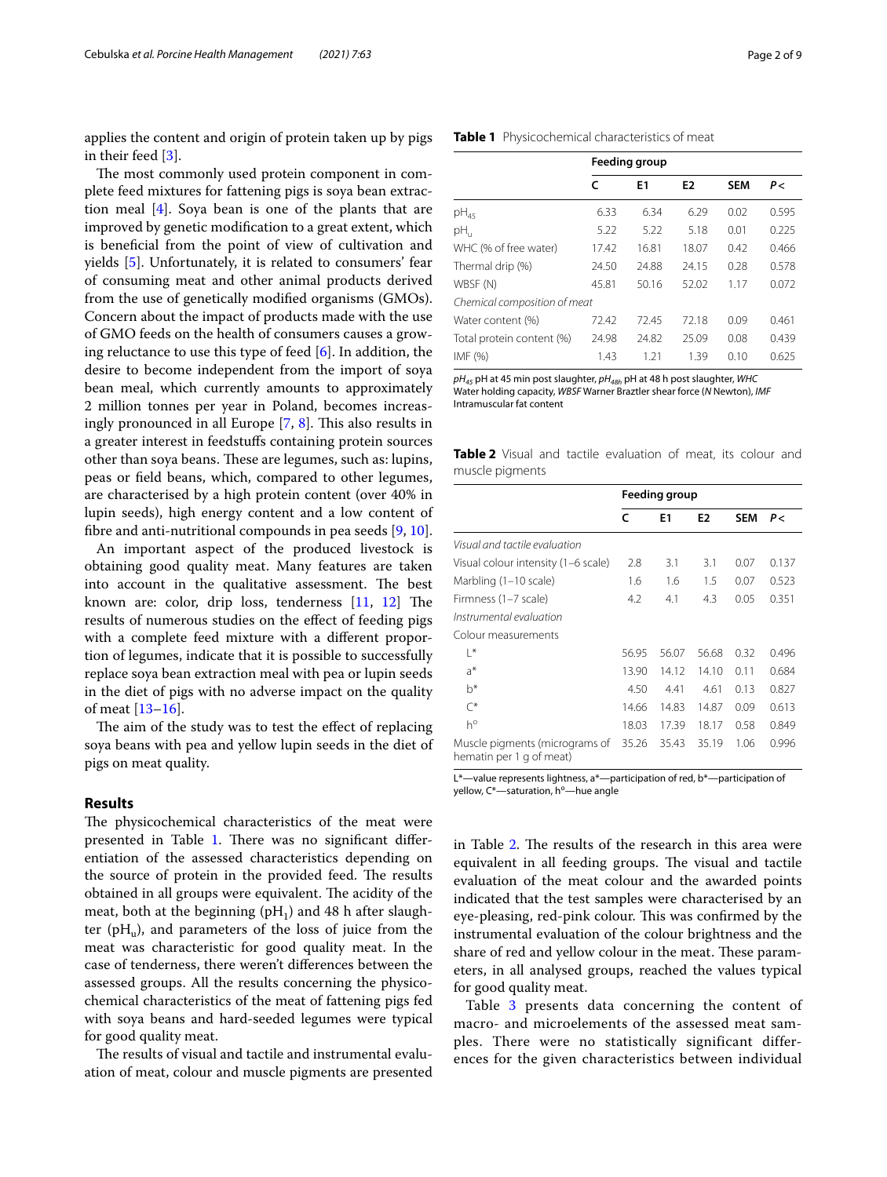applies the content and origin of protein taken up by pigs in their feed [3].

The most commonly used protein component in complete feed mixtures for fattening pigs is soya bean extraction meal [4]. Soya bean is one of the plants that are improved by genetic modification to a great extent, which is beneficial from the point of view of cultivation and yields [5]. Unfortunately, it is related to consumers' fear of consuming meat and other animal products derived from the use of genetically modified organisms (GMOs). Concern about the impact of products made with the use of GMO feeds on the health of consumers causes a growing reluctance to use this type of feed [6]. In addition, the desire to become independent from the import of soya bean meal, which currently amounts to approximately 2 million tonnes per year in Poland, becomes increasingly pronounced in all Europe [7, 8]. This also results in a greater interest in feedstuffs containing protein sources other than soya beans. These are legumes, such as: lupins, peas or field beans, which, compared to other legumes, are characterised by a high protein content (over 40% in lupin seeds), high energy content and a low content of fibre and anti-nutritional compounds in pea seeds [9, 10].

An important aspect of the produced livestock is obtaining good quality meat. Many features are taken into account in the qualitative assessment. The best known are: color, drip loss, tenderness [11, 12] The results of numerous studies on the effect of feeding pigs with a complete feed mixture with a different proportion of legumes, indicate that it is possible to successfully replace soya bean extraction meal with pea or lupin seeds in the diet of pigs with no adverse impact on the quality of meat [13–16].

The aim of the study was to test the effect of replacing soya beans with pea and yellow lupin seeds in the diet of pigs on meat quality.

## Results

The physicochemical characteristics of the meat were presented in Table 1. There was no significant differentiation of the assessed characteristics depending on the source of protein in the provided feed. The results obtained in all groups were equivalent. The acidity of the meat, both at the beginning ($pH_1$) and 48 h after slaughter ($pH_u$), and parameters of the loss of juice from the meat was characteristic for good quality meat. In the case of tenderness, there weren't differences between the assessed groups. All the results concerning the physicochemical characteristics of the meat of fattening pigs fed with soya beans and hard-seeded legumes were typical for good quality meat.

The results of visual and tactile and instrumental evaluation of meat, colour and muscle pigments are presented in Table 2. The results of the research in this area were equivalent in all feeding groups. The visual and tactile evaluation of the meat colour and the awarded points indicated that the test samples were characterised by an eye-pleasing, red-pink colour. This was confirmed by the instrumental evaluation of the colour brightness and the share of red and yellow colour in the meat. These parameters, in all analysed groups, reached the values typical for good quality meat.

Table 3 presents data concerning the content of macro- and microelements of the assessed meat samples. There were no statistically significant differences for the given characteristics between individual

**Table 1** Physicochemical characteristics of meat

| | Feeding group | | | | |
|---|---|---|---|---|---|
| | C | E1 | E2 | SEM | *P* < |
| $pH_{45}$ | 6.33 | 6.34 | 6.29 | 0.02 | 0.595 |
| $pH_u$ | 5.22 | 5.22 | 5.18 | 0.01 | 0.225 |
| WHC (% of free water) | 17.42 | 16.81 | 18.07 | 0.42 | 0.466 |
| Thermal drip (%) | 24.50 | 24.88 | 24.15 | 0.28 | 0.578 |
| WBSF (N) | 45.81 | 50.16 | 52.02 | 1.17 | 0.072 |
| *Chemical composition of meat* | | | | | |
| Water content (%) | 72.42 | 72.45 | 72.18 | 0.09 | 0.461 |
| Total protein content (%) | 24.98 | 24.82 | 25.09 | 0.08 | 0.439 |
| IMF (%) | 1.43 | 1.21 | 1.39 | 0.10 | 0.625 |

*$pH_{45}$* pH at 45 min post slaughter, *$pH_{48h}$* pH at 48 h post slaughter, *WHC* Water holding capacity, *WBSF* Warner Braztler shear force (*N* Newton), *IMF* Intramuscular fat content

**Table 2** Visual and tactile evaluation of meat, its colour and muscle pigments

| | Feeding group | | | | |
|---|---|---|---|---|---|
| | C | E1 | E2 | SEM | *P* < |
| *Visual and tactile evaluation* | | | | | |
| Visual colour intensity (1–6 scale) | 2.8 | 3.1 | 3.1 | 0.07 | 0.137 |
| Marbling (1–10 scale) | 1.6 | 1.6 | 1.5 | 0.07 | 0.523 |
| Firmness (1–7 scale) | 4.2 | 4.1 | 4.3 | 0.05 | 0.351 |
| *Instrumental evaluation* | | | | | |
| Colour measurements | | | | | |
| L* | 56.95 | 56.07 | 56.68 | 0.32 | 0.496 |
| a* | 13.90 | 14.12 | 14.10 | 0.11 | 0.684 |
| b* | 4.50 | 4.41 | 4.61 | 0.13 | 0.827 |
| C* | 14.66 | 14.83 | 14.87 | 0.09 | 0.613 |
| h° | 18.03 | 17.39 | 18.17 | 0.58 | 0.849 |
| Muscle pigments (micrograms of hematin per 1 g of meat) | 35.26 | 35.43 | 35.19 | 1.06 | 0.996 |

L*—value represents lightness, a*—participation of red, b*—participation of yellow, C*—saturation, h°—hue angle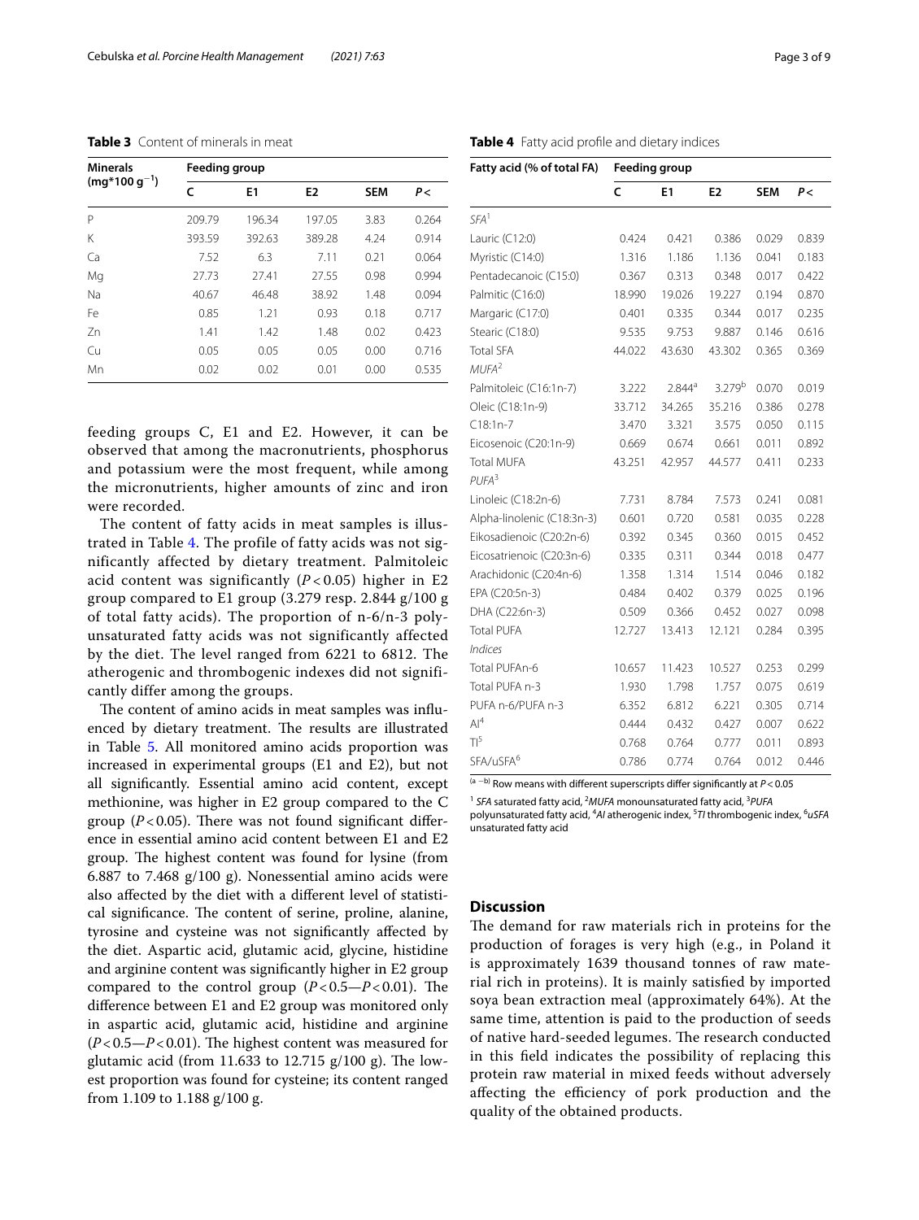**Table 3** Content of minerals in meat

| Minerals ($mg*100\ g^{-1}$) | Feeding group | | | | |
|---|---|---|---|---|---|
| | C | E1 | E2 | SEM | P< |
| P | 209.79 | 196.34 | 197.05 | 3.83 | 0.264 |
| K | 393.59 | 392.63 | 389.28 | 4.24 | 0.914 |
| Ca | 7.52 | 6.3 | 7.11 | 0.21 | 0.064 |
| Mg | 27.73 | 27.41 | 27.55 | 0.98 | 0.994 |
| Na | 40.67 | 46.48 | 38.92 | 1.48 | 0.094 |
| Fe | 0.85 | 1.21 | 0.93 | 0.18 | 0.717 |
| Zn | 1.41 | 1.42 | 1.48 | 0.02 | 0.423 |
| Cu | 0.05 | 0.05 | 0.05 | 0.00 | 0.716 |
| Mn | 0.02 | 0.02 | 0.01 | 0.00 | 0.535 |

feeding groups C, E1 and E2. However, it can be observed that among the macronutrients, phosphorus and potassium were the most frequent, while among the micronutrients, higher amounts of zinc and iron were recorded.

The content of fatty acids in meat samples is illustrated in Table 4. The profile of fatty acids was not significantly affected by dietary treatment. Palmitoleic acid content was significantly ($P<0.05$) higher in E2 group compared to E1 group (3.279 resp. 2.844 g/100 g of total fatty acids). The proportion of n-6/n-3 polyunsaturated fatty acids was not significantly affected by the diet. The level ranged from 6221 to 6812. The atherogenic and thrombogenic indexes did not significantly differ among the groups.

The content of amino acids in meat samples was influenced by dietary treatment. The results are illustrated in Table 5. All monitored amino acids proportion was increased in experimental groups (E1 and E2), but not all significantly. Essential amino acid content, except methionine, was higher in E2 group compared to the C group ($P<0.05$). There was not found significant difference in essential amino acid content between E1 and E2 group. The highest content was found for lysine (from 6.887 to 7.468 g/100 g). Nonessential amino acids were also affected by the diet with a different level of statistical significance. The content of serine, proline, alanine, tyrosine and cysteine was not significantly affected by the diet. Aspartic acid, glutamic acid, glycine, histidine and arginine content was significantly higher in E2 group compared to the control group ($P<0.5$—$P<0.01$). The difference between E1 and E2 group was monitored only in aspartic acid, glutamic acid, histidine and arginine ($P<0.5$—$P<0.01$). The highest content was measured for glutamic acid (from 11.633 to 12.715 g/100 g). The lowest proportion was found for cysteine; its content ranged from 1.109 to 1.188 g/100 g.

**Table 4** Fatty acid profile and dietary indices

| Fatty acid (% of total FA) | Feeding group | | | | |
|---|---|---|---|---|---|
| | C | E1 | E2 | SEM | P< |
| *SFA*[1] | | | | | |
| Lauric (C12:0) | 0.424 | 0.421 | 0.386 | 0.029 | 0.839 |
| Myristic (C14:0) | 1.316 | 1.186 | 1.136 | 0.041 | 0.183 |
| Pentadecanoic (C15:0) | 0.367 | 0.313 | 0.348 | 0.017 | 0.422 |
| Palmitic (C16:0) | 18.990 | 19.026 | 19.227 | 0.194 | 0.870 |
| Margaric (C17:0) | 0.401 | 0.335 | 0.344 | 0.017 | 0.235 |
| Stearic (C18:0) | 9.535 | 9.753 | 9.887 | 0.146 | 0.616 |
| Total SFA | 44.022 | 43.630 | 43.302 | 0.365 | 0.369 |
| *MUFA*[2] | | | | | |
| Palmitoleic (C16:1n-7) | 3.222 | 2.844[a] | 3.279[b] | 0.070 | 0.019 |
| Oleic (C18:1n-9) | 33.712 | 34.265 | 35.216 | 0.386 | 0.278 |
| C18:1n-7 | 3.470 | 3.321 | 3.575 | 0.050 | 0.115 |
| Eicosenoic (C20:1n-9) | 0.669 | 0.674 | 0.661 | 0.011 | 0.892 |
| Total MUFA | 43.251 | 42.957 | 44.577 | 0.411 | 0.233 |
| *PUFA*[3] | | | | | |
| Linoleic (C18:2n-6) | 7.731 | 8.784 | 7.573 | 0.241 | 0.081 |
| Alpha-linolenic (C18:3n-3) | 0.601 | 0.720 | 0.581 | 0.035 | 0.228 |
| Eikosadienoic (C20:2n-6) | 0.392 | 0.345 | 0.360 | 0.015 | 0.452 |
| Eicosatrienoic (C20:3n-6) | 0.335 | 0.311 | 0.344 | 0.018 | 0.477 |
| Arachidonic (C20:4n-6) | 1.358 | 1.314 | 1.514 | 0.046 | 0.182 |
| EPA (C20:5n-3) | 0.484 | 0.402 | 0.379 | 0.025 | 0.196 |
| DHA (C22:6n-3) | 0.509 | 0.366 | 0.452 | 0.027 | 0.098 |
| Total PUFA | 12.727 | 13.413 | 12.121 | 0.284 | 0.395 |
| *Indices* | | | | | |
| Total PUFAn-6 | 10.657 | 11.423 | 10.527 | 0.253 | 0.299 |
| Total PUFA n-3 | 1.930 | 1.798 | 1.757 | 0.075 | 0.619 |
| PUFA n-6/PUFA n-3 | 6.352 | 6.812 | 6.221 | 0.305 | 0.714 |
| AI[4] | 0.444 | 0.432 | 0.427 | 0.007 | 0.622 |
| TI[5] | 0.768 | 0.764 | 0.777 | 0.011 | 0.893 |
| SFA/uSFA[6] | 0.786 | 0.774 | 0.764 | 0.012 | 0.446 |

[a−b] Row means with different superscripts differ significantly at $P<0.05$

[1] *SFA* saturated fatty acid, [2]*MUFA* monounsaturated fatty acid, [3]*PUFA* polyunsaturated fatty acid, [4]*AI* atherogenic index, [5]*TI* thrombogenic index, [6]*uSFA* unsaturated fatty acid

## Discussion

The demand for raw materials rich in proteins for the production of forages is very high (e.g., in Poland it is approximately 1639 thousand tonnes of raw material rich in proteins). It is mainly satisfied by imported soya bean extraction meal (approximately 64%). At the same time, attention is paid to the production of seeds of native hard-seeded legumes. The research conducted in this field indicates the possibility of replacing this protein raw material in mixed feeds without adversely affecting the efficiency of pork production and the quality of the obtained products.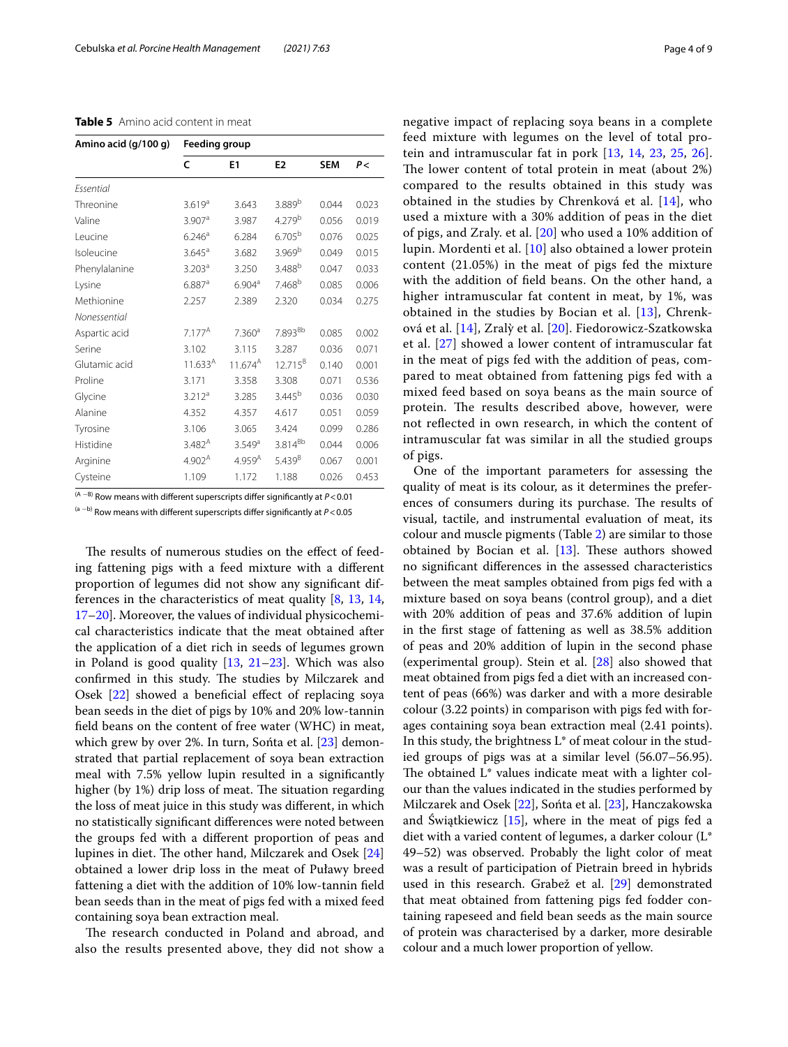**Table 5** Amino acid content in meat

| Amino acid (g/100 g) | Feeding group | | | | |
|---|---|---|---|---|---|
| | C | E1 | E2 | SEM | P < |
| *Essential* | | | | | |
| Threonine | 3.619[a] | 3.643 | 3.889[b] | 0.044 | 0.023 |
| Valine | 3.907[a] | 3.987 | 4.279[b] | 0.056 | 0.019 |
| Leucine | 6.246[a] | 6.284 | 6.705[b] | 0.076 | 0.025 |
| Isoleucine | 3.645[a] | 3.682 | 3.969[b] | 0.049 | 0.015 |
| Phenylalanine | 3.203[a] | 3.250 | 3.488[b] | 0.047 | 0.033 |
| Lysine | 6.887[a] | 6.904[a] | 7.468[b] | 0.085 | 0.006 |
| Methionine | 2.257 | 2.389 | 2.320 | 0.034 | 0.275 |
| *Nonessential* | | | | | |
| Aspartic acid | 7.177[A] | 7.360[a] | 7.893[Bb] | 0.085 | 0.002 |
| Serine | 3.102 | 3.115 | 3.287 | 0.036 | 0.071 |
| Glutamic acid | 11.633[A] | 11.674[A] | 12.715[B] | 0.140 | 0.001 |
| Proline | 3.171 | 3.358 | 3.308 | 0.071 | 0.536 |
| Glycine | 3.212[a] | 3.285 | 3.445[b] | 0.036 | 0.030 |
| Alanine | 4.352 | 4.357 | 4.617 | 0.051 | 0.059 |
| Tyrosine | 3.106 | 3.065 | 3.424 | 0.099 | 0.286 |
| Histidine | 3.482[A] | 3.549[a] | 3.814[Bb] | 0.044 | 0.006 |
| Arginine | 4.902[A] | 4.959[A] | 5.439[B] | 0.067 | 0.001 |
| Cysteine | 1.109 | 1.172 | 1.188 | 0.026 | 0.453 |

[A −B] Row means with different superscripts differ significantly at $P < 0.01$

[a −b] Row means with different superscripts differ significantly at $P < 0.05$

The results of numerous studies on the effect of feeding fattening pigs with a feed mixture with a different proportion of legumes did not show any significant differences in the characteristics of meat quality [8, 13, 14, 17–20]. Moreover, the values of individual physicochemical characteristics indicate that the meat obtained after the application of a diet rich in seeds of legumes grown in Poland is good quality [13, 21–23]. Which was also confirmed in this study. The studies by Milczarek and Osek [22] showed a beneficial effect of replacing soya bean seeds in the diet of pigs by 10% and 20% low-tannin field beans on the content of free water (WHC) in meat, which grew by over 2%. In turn, Sońta et al. [23] demonstrated that partial replacement of soya bean extraction meal with 7.5% yellow lupin resulted in a significantly higher (by 1%) drip loss of meat. The situation regarding the loss of meat juice in this study was different, in which no statistically significant differences were noted between the groups fed with a different proportion of peas and lupines in diet. The other hand, Milczarek and Osek [24] obtained a lower drip loss in the meat of Puławy breed fattening a diet with the addition of 10% low-tannin field bean seeds than in the meat of pigs fed with a mixed feed containing soya bean extraction meal.

The research conducted in Poland and abroad, and also the results presented above, they did not show a negative impact of replacing soya beans in a complete feed mixture with legumes on the level of total protein and intramuscular fat in pork [13, 14, 23, 25, 26]. The lower content of total protein in meat (about 2%) compared to the results obtained in this study was obtained in the studies by Chrenková et al. [14], who used a mixture with a 30% addition of peas in the diet of pigs, and Zraly. et al. [20] who used a 10% addition of lupin. Mordenti et al. [10] also obtained a lower protein content (21.05%) in the meat of pigs fed the mixture with the addition of field beans. On the other hand, a higher intramuscular fat content in meat, by 1%, was obtained in the studies by Bocian et al. [13], Chrenková et al. [14], Zralỳ et al. [20]. Fiedorowicz-Szatkowska et al. [27] showed a lower content of intramuscular fat in the meat of pigs fed with the addition of peas, compared to meat obtained from fattening pigs fed with a mixed feed based on soya beans as the main source of protein. The results described above, however, were not reflected in own research, in which the content of intramuscular fat was similar in all the studied groups of pigs.

One of the important parameters for assessing the quality of meat is its colour, as it determines the preferences of consumers during its purchase. The results of visual, tactile, and instrumental evaluation of meat, its colour and muscle pigments (Table 2) are similar to those obtained by Bocian et al. [13]. These authors showed no significant differences in the assessed characteristics between the meat samples obtained from pigs fed with a mixture based on soya beans (control group), and a diet with 20% addition of peas and 37.6% addition of lupin in the first stage of fattening as well as 38.5% addition of peas and 20% addition of lupin in the second phase (experimental group). Stein et al. [28] also showed that meat obtained from pigs fed a diet with an increased content of peas (66%) was darker and with a more desirable colour (3.22 points) in comparison with pigs fed with forages containing soya bean extraction meal (2.41 points). In this study, the brightness L* of meat colour in the studied groups of pigs was at a similar level (56.07–56.95). The obtained L* values indicate meat with a lighter colour than the values indicated in the studies performed by Milczarek and Osek [22], Sońta et al. [23], Hanczakowska and Świątkiewicz [15], where in the meat of pigs fed a diet with a varied content of legumes, a darker colour (L* 49–52) was observed. Probably the light color of meat was a result of participation of Pietrain breed in hybrids used in this research. Grabež et al. [29] demonstrated that meat obtained from fattening pigs fed fodder containing rapeseed and field bean seeds as the main source of protein was characterised by a darker, more desirable colour and a much lower proportion of yellow.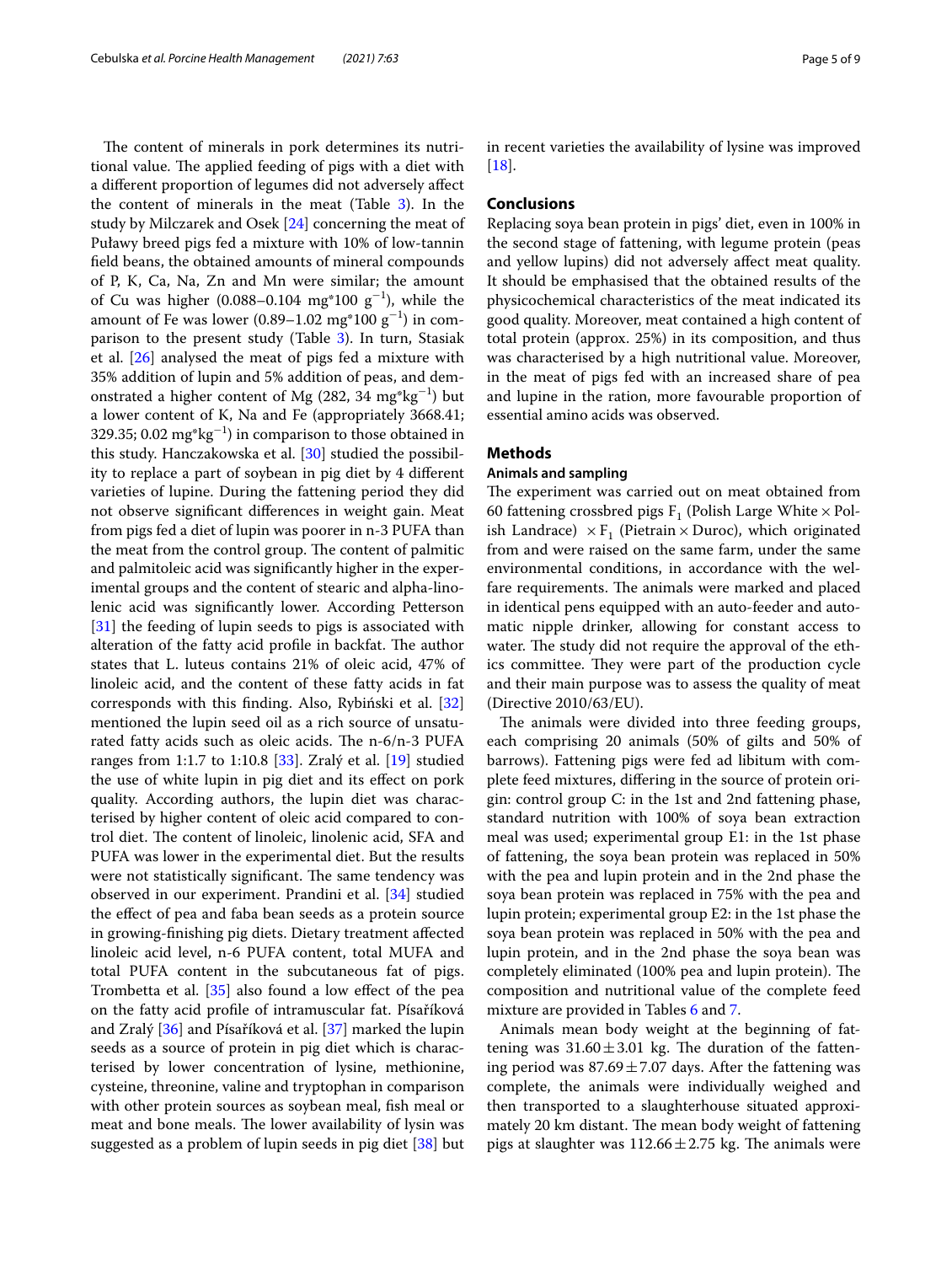The content of minerals in pork determines its nutritional value. The applied feeding of pigs with a diet with a different proportion of legumes did not adversely affect the content of minerals in the meat (Table 3). In the study by Milczarek and Osek [24] concerning the meat of Puławy breed pigs fed a mixture with 10% of low-tannin field beans, the obtained amounts of mineral compounds of P, K, Ca, Na, Zn and Mn were similar; the amount of Cu was higher (0.088–0.104 mg*100 $g^{-1}$), while the amount of Fe was lower (0.89–1.02 mg*100 $g^{-1}$) in comparison to the present study (Table 3). In turn, Stasiak et al. [26] analysed the meat of pigs fed a mixture with 35% addition of lupin and 5% addition of peas, and demonstrated a higher content of Mg (282, 34 mg*$kg^{-1}$) but a lower content of K, Na and Fe (appropriately 3668.41; 329.35; 0.02 mg*$kg^{-1}$) in comparison to those obtained in this study. Hanczakowska et al. [30] studied the possibility to replace a part of soybean in pig diet by 4 different varieties of lupine. During the fattening period they did not observe significant differences in weight gain. Meat from pigs fed a diet of lupin was poorer in n-3 PUFA than the meat from the control group. The content of palmitic and palmitoleic acid was significantly higher in the experimental groups and the content of stearic and alpha-linolenic acid was significantly lower. According Petterson [31] the feeding of lupin seeds to pigs is associated with alteration of the fatty acid profile in backfat. The author states that L. luteus contains 21% of oleic acid, 47% of linoleic acid, and the content of these fatty acids in fat corresponds with this finding. Also, Rybiński et al. [32] mentioned the lupin seed oil as a rich source of unsaturated fatty acids such as oleic acids. The n-6/n-3 PUFA ranges from 1:1.7 to 1:10.8 [33]. Zralý et al. [19] studied the use of white lupin in pig diet and its effect on pork quality. According authors, the lupin diet was characterised by higher content of oleic acid compared to control diet. The content of linoleic, linolenic acid, SFA and PUFA was lower in the experimental diet. But the results were not statistically significant. The same tendency was observed in our experiment. Prandini et al. [34] studied the effect of pea and faba bean seeds as a protein source in growing-finishing pig diets. Dietary treatment affected linoleic acid level, n-6 PUFA content, total MUFA and total PUFA content in the subcutaneous fat of pigs. Trombetta et al. [35] also found a low effect of the pea on the fatty acid profile of intramuscular fat. Písaříková and Zralý [36] and Písaříková et al. [37] marked the lupin seeds as a source of protein in pig diet which is characterised by lower concentration of lysine, methionine, cysteine, threonine, valine and tryptophan in comparison with other protein sources as soybean meal, fish meal or meat and bone meals. The lower availability of lysin was suggested as a problem of lupin seeds in pig diet [38] but in recent varieties the availability of lysine was improved [18].

## Conclusions

Replacing soya bean protein in pigs' diet, even in 100% in the second stage of fattening, with legume protein (peas and yellow lupins) did not adversely affect meat quality. It should be emphasised that the obtained results of the physicochemical characteristics of the meat indicated its good quality. Moreover, meat contained a high content of total protein (approx. 25%) in its composition, and thus was characterised by a high nutritional value. Moreover, in the meat of pigs fed with an increased share of pea and lupine in the ration, more favourable proportion of essential amino acids was observed.

## Methods

### Animals and sampling

The experiment was carried out on meat obtained from 60 fattening crossbred pigs $F_1$ (Polish Large White × Polish Landrace) × $F_1$ (Pietrain × Duroc), which originated from and were raised on the same farm, under the same environmental conditions, in accordance with the welfare requirements. The animals were marked and placed in identical pens equipped with an auto-feeder and automatic nipple drinker, allowing for constant access to water. The study did not require the approval of the ethics committee. They were part of the production cycle and their main purpose was to assess the quality of meat (Directive 2010/63/EU).

The animals were divided into three feeding groups, each comprising 20 animals (50% of gilts and 50% of barrows). Fattening pigs were fed ad libitum with complete feed mixtures, differing in the source of protein origin: control group C: in the 1st and 2nd fattening phase, standard nutrition with 100% of soya bean extraction meal was used; experimental group E1: in the 1st phase of fattening, the soya bean protein was replaced in 50% with the pea and lupin protein and in the 2nd phase the soya bean protein was replaced in 75% with the pea and lupin protein; experimental group E2: in the 1st phase the soya bean protein was replaced in 50% with the pea and lupin protein, and in the 2nd phase the soya bean was completely eliminated (100% pea and lupin protein). The composition and nutritional value of the complete feed mixture are provided in Tables 6 and 7.

Animals mean body weight at the beginning of fattening was $31.60 \pm 3.01$ kg. The duration of the fattening period was $87.69 \pm 7.07$ days. After the fattening was complete, the animals were individually weighed and then transported to a slaughterhouse situated approximately 20 km distant. The mean body weight of fattening pigs at slaughter was $112.66 \pm 2.75$ kg. The animals were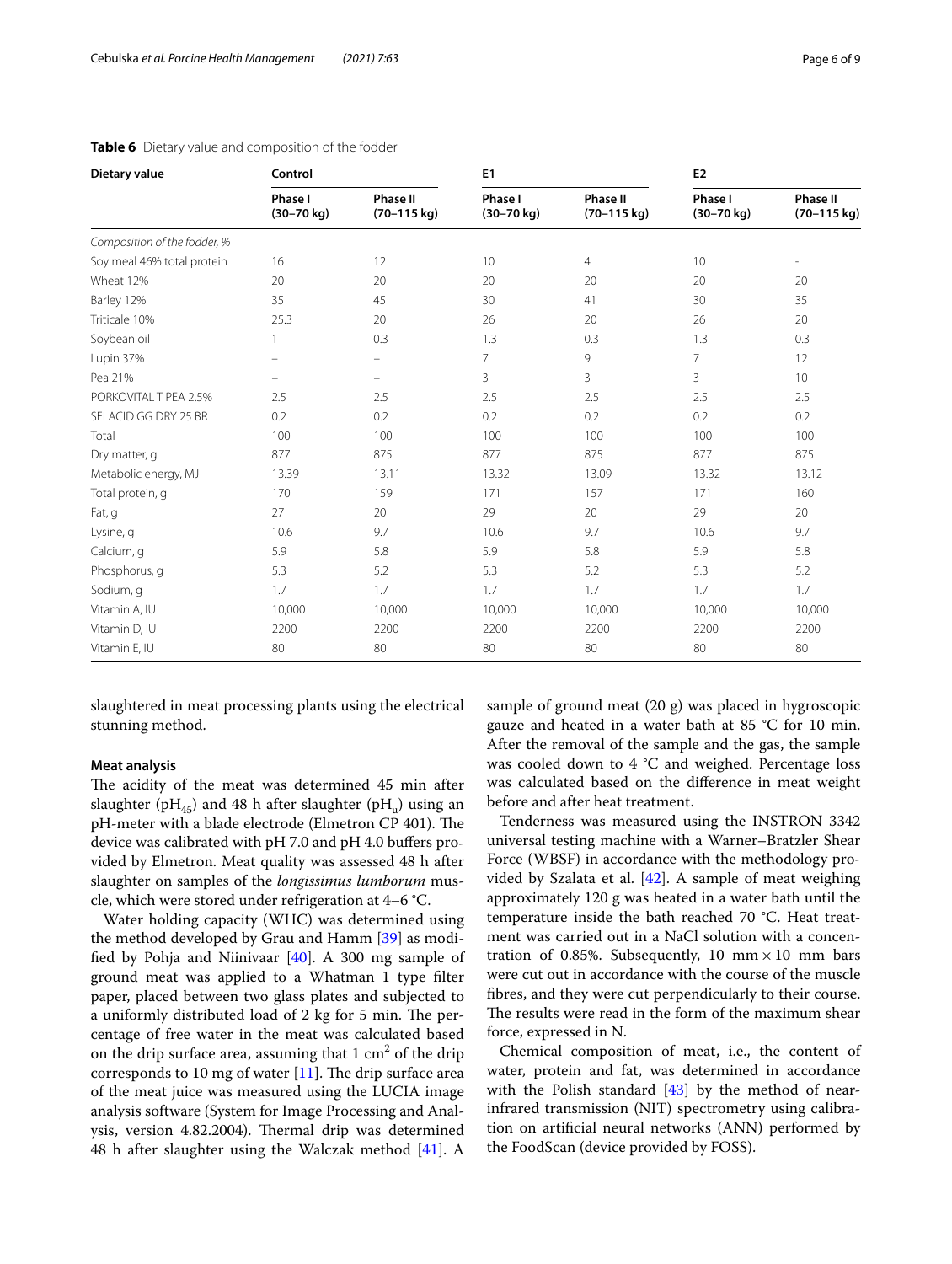**Table 6** Dietary value and composition of the fodder

| Dietary value | Control | | E1 | | E2 | |
|---|---|---|---|---|---|---|
| | Phase I (30–70 kg) | Phase II (70–115 kg) | Phase I (30–70 kg) | Phase II (70–115 kg) | Phase I (30–70 kg) | Phase II (70–115 kg) |
| *Composition of the fodder, %* | | | | | | |
| Soy meal 46% total protein | 16 | 12 | 10 | 4 | 10 | – |
| Wheat 12% | 20 | 20 | 20 | 20 | 20 | 20 |
| Barley 12% | 35 | 45 | 30 | 41 | 30 | 35 |
| Triticale 10% | 25.3 | 20 | 26 | 20 | 26 | 20 |
| Soybean oil | 1 | 0.3 | 1.3 | 0.3 | 1.3 | 0.3 |
| Lupin 37% | – | – | 7 | 9 | 7 | 12 |
| Pea 21% | – | – | 3 | 3 | 3 | 10 |
| PORKOVITAL T PEA 2.5% | 2.5 | 2.5 | 2.5 | 2.5 | 2.5 | 2.5 |
| SELACID GG DRY 25 BR | 0.2 | 0.2 | 0.2 | 0.2 | 0.2 | 0.2 |
| Total | 100 | 100 | 100 | 100 | 100 | 100 |
| Dry matter, g | 877 | 875 | 877 | 875 | 877 | 875 |
| Metabolic energy, MJ | 13.39 | 13.11 | 13.32 | 13.09 | 13.32 | 13.12 |
| Total protein, g | 170 | 159 | 171 | 157 | 171 | 160 |
| Fat, g | 27 | 20 | 29 | 20 | 29 | 20 |
| Lysine, g | 10.6 | 9.7 | 10.6 | 9.7 | 10.6 | 9.7 |
| Calcium, g | 5.9 | 5.8 | 5.9 | 5.8 | 5.9 | 5.8 |
| Phosphorus, g | 5.3 | 5.2 | 5.3 | 5.2 | 5.3 | 5.2 |
| Sodium, g | 1.7 | 1.7 | 1.7 | 1.7 | 1.7 | 1.7 |
| Vitamin A, IU | 10,000 | 10,000 | 10,000 | 10,000 | 10,000 | 10,000 |
| Vitamin D, IU | 2200 | 2200 | 2200 | 2200 | 2200 | 2200 |
| Vitamin E, IU | 80 | 80 | 80 | 80 | 80 | 80 |

slaughtered in meat processing plants using the electrical stunning method.

### Meat analysis

The acidity of the meat was determined 45 min after slaughter ($pH_{45}$) and 48 h after slaughter ($pH_u$) using an pH-meter with a blade electrode (Elmetron CP 401). The device was calibrated with pH 7.0 and pH 4.0 buffers provided by Elmetron. Meat quality was assessed 48 h after slaughter on samples of the *longissimus lumborum* muscle, which were stored under refrigeration at 4–6 °C.

Water holding capacity (WHC) was determined using the method developed by Grau and Hamm [39] as modified by Pohja and Niinivaar [40]. A 300 mg sample of ground meat was applied to a Whatman 1 type filter paper, placed between two glass plates and subjected to a uniformly distributed load of 2 kg for 5 min. The percentage of free water in the meat was calculated based on the drip surface area, assuming that 1 $cm^2$ of the drip corresponds to 10 mg of water [11]. The drip surface area of the meat juice was measured using the LUCIA image analysis software (System for Image Processing and Analysis, version 4.82.2004). Thermal drip was determined 48 h after slaughter using the Walczak method [41]. A sample of ground meat (20 g) was placed in hygroscopic gauze and heated in a water bath at 85 °C for 10 min. After the removal of the sample and the gas, the sample was cooled down to 4 °C and weighed. Percentage loss was calculated based on the difference in meat weight before and after heat treatment.

Tenderness was measured using the INSTRON 3342 universal testing machine with a Warner–Bratzler Shear Force (WBSF) in accordance with the methodology provided by Szalata et al. [42]. A sample of meat weighing approximately 120 g was heated in a water bath until the temperature inside the bath reached 70 °C. Heat treatment was carried out in a NaCl solution with a concentration of 0.85%. Subsequently, 10 mm × 10 mm bars were cut out in accordance with the course of the muscle fibres, and they were cut perpendicularly to their course. The results were read in the form of the maximum shear force, expressed in N.

Chemical composition of meat, i.e., the content of water, protein and fat, was determined in accordance with the Polish standard [43] by the method of near-infrared transmission (NIT) spectrometry using calibration on artificial neural networks (ANN) performed by the FoodScan (device provided by FOSS).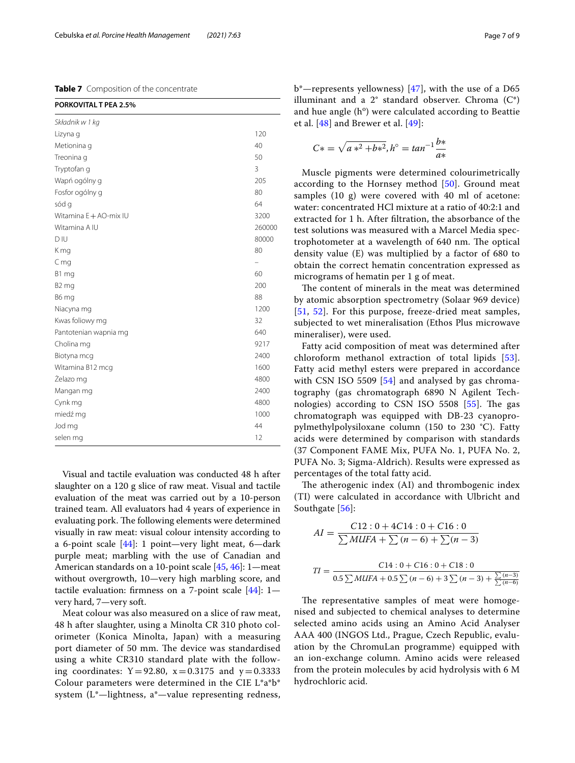**Table 7** Composition of the concentrate

| PORKOVITAL T PEA 2.5% | |
|---|---|
| *Składnik w 1 kg* | |
| Lizyna g | 120 |
| Metionina g | 40 |
| Treonina g | 50 |
| Tryptofan g | 3 |
| Wapń ogólny g | 205 |
| Fosfor ogólny g | 80 |
| sód g | 64 |
| Witamina E + AO-mix IU | 3200 |
| Witamina A IU | 260000 |
| D IU | 80000 |
| K mg | 80 |
| C mg | – |
| B1 mg | 60 |
| B2 mg | 200 |
| B6 mg | 88 |
| Niacyna mg | 1200 |
| Kwas foliowy mg | 32 |
| Pantotenian wapnia mg | 640 |
| Cholina mg | 9217 |
| Biotyna mcg | 2400 |
| Witamina B12 mcg | 1600 |
| Żelazo mg | 4800 |
| Mangan mg | 2400 |
| Cynk mg | 4800 |
| miedź mg | 1000 |
| Jod mg | 44 |
| selen mg | 12 |

Visual and tactile evaluation was conducted 48 h after slaughter on a 120 g slice of raw meat. Visual and tactile evaluation of the meat was carried out by a 10-person trained team. All evaluators had 4 years of experience in evaluating pork. The following elements were determined visually in raw meat: visual colour intensity according to a 6-point scale [44]: 1 point—very light meat, 6—dark purple meat; marbling with the use of Canadian and American standards on a 10-point scale [45, 46]: 1—meat without overgrowth, 10—very high marbling score, and tactile evaluation: firmness on a 7-point scale [44]: 1—very hard, 7—very soft.

Meat colour was also measured on a slice of raw meat, 48 h after slaughter, using a Minolta CR 310 photo colorimeter (Konica Minolta, Japan) with a measuring port diameter of 50 mm. The device was standardised using a white CR310 standard plate with the following coordinates: Y = 92.80, x = 0.3175 and y = 0.3333 Colour parameters were determined in the CIE L*a*b* system (L*—lightness, a*—value representing redness, b*—represents yellowness) [47], with the use of a D65 illuminant and a 2° standard observer. Chroma (C*) and hue angle (h°) were calculated according to Beattie et al. [48] and Brewer et al. [49]:

$$C* = \sqrt{a*^2 + b*^2}, h^\circ = tan^{-1}\frac{b*}{a*}$$

Muscle pigments were determined colourimetrically according to the Hornsey method [50]. Ground meat samples (10 g) were covered with 40 ml of acetone: water: concentrated HCl mixture at a ratio of 40:2:1 and extracted for 1 h. After filtration, the absorbance of the test solutions was measured with a Marcel Media spectrophotometer at a wavelength of 640 nm. The optical density value (E) was multiplied by a factor of 680 to obtain the correct hematin concentration expressed as micrograms of hematin per 1 g of meat.

The content of minerals in the meat was determined by atomic absorption spectrometry (Solaar 969 device) [51, 52]. For this purpose, freeze-dried meat samples, subjected to wet mineralisation (Ethos Plus microwave mineraliser), were used.

Fatty acid composition of meat was determined after chloroform methanol extraction of total lipids [53]. Fatty acid methyl esters were prepared in accordance with CSN ISO 5509 [54] and analysed by gas chromatography (gas chromatograph 6890 N Agilent Technologies) according to CSN ISO 5508 [55]. The gas chromatograph was equipped with DB-23 cyanopropylmethylpolysiloxane column (150 to 230 °C). Fatty acids were determined by comparison with standards (37 Component FAME Mix, PUFA No. 1, PUFA No. 2, PUFA No. 3; Sigma-Aldrich). Results were expressed as percentages of the total fatty acid.

The atherogenic index (AI) and thrombogenic index (TI) were calculated in accordance with Ulbricht and Southgate [56]:

$$AI = \frac{C12:0 + 4C14:0 + C16:0}{\sum MUFA + \sum(n-6) + \sum(n-3)}$$

$$TI = \frac{C14:0 + C16:0 + C18:0}{0.5\sum MUFA + 0.5\sum(n-6) + 3\sum(n-3) + \frac{\sum(n-3)}{\sum(n-6)}}$$

The representative samples of meat were homogenised and subjected to chemical analyses to determine selected amino acids using an Amino Acid Analyser AAA 400 (INGOS Ltd., Prague, Czech Republic, evaluation by the ChromuLan programme) equipped with an ion-exchange column. Amino acids were released from the protein molecules by acid hydrolysis with 6 M hydrochloric acid.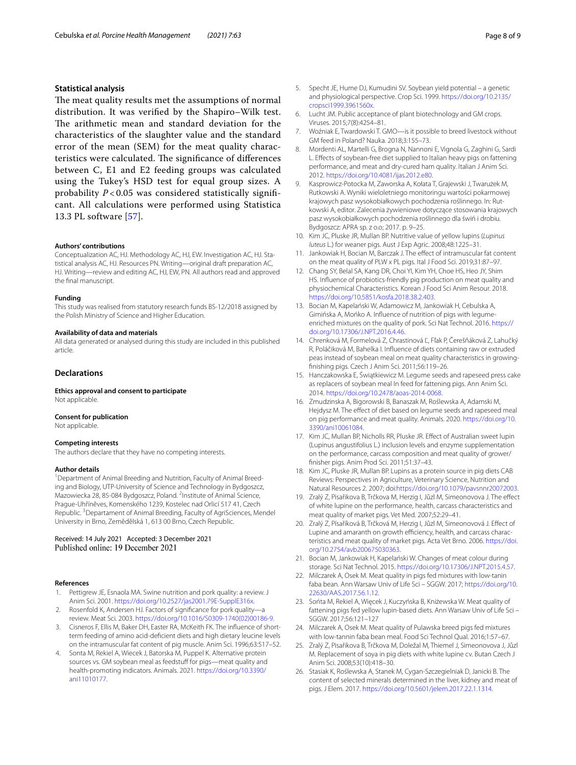### Statistical analysis

The meat quality results met the assumptions of normal distribution. It was verified by the Shapiro–Wilk test. The arithmetic mean and standard deviation for the characteristics of the slaughter value and the standard error of the mean (SEM) for the meat quality characteristics were calculated. The significance of differences between C, E1 and E2 feeding groups was calculated using the Tukey's HSD test for equal group sizes. A probability $P < 0.05$ was considered statistically significant. All calculations were performed using Statistica 13.3 PL software [57].

#### Authors' contributions

Conceptualization AC, HJ. Methodology AC, HJ, EW. Investigation AC, HJ. Statistical analysis AC, HJ. Resources PN. Writing—original draft preparation AC, HJ. Writing—review and editing AC, HJ, EW, PN. All authors read and approved the final manuscript.

#### Funding

This study was realised from statutory research funds BS-12/2018 assigned by the Polish Ministry of Science and Higher Education.

#### Availability of data and materials

All data generated or analysed during this study are included in this published article.

## Declarations

#### Ethics approval and consent to participate

Not applicable.

#### Consent for publication

Not applicable.

#### Competing interests

The authors declare that they have no competing interests.

#### Author details

[1]Department of Animal Breeding and Nutrition, Faculty of Animal Breeding and Biology, UTP-University of Science and Technology in Bydgoszcz, Mazowiecka 28, 85-084 Bydgoszcz, Poland. [2]Institute of Animal Science, Prague-Uhříněves, Komenského 1239, Kostelec nad Orlicí 517 41, Czech Republic. [3]Departament of Animal Breeding, Faculty of AgriSciences, Mendel University in Brno, Zemědělská 1, 613 00 Brno, Czech Republic.

Received: 14 July 2021 Accepted: 3 December 2021
Published online: 19 December 2021

#### References

1. Pettigrew JE, Esnaola MA. Swine nutrition and pork quality: a review. J Anim Sci. 2001. https://doi.org/10.2527/jas2001.79E-SupplE316x.
2. Rosenfold K, Andersen HJ. Factors of significance for pork quality—a review. Meat Sci. 2003. https://doi.org/10.1016/S0309-1740(02)00186-9.
3. Cisneros F, Ellis M, Baker DH, Easter RA, McKeith FK. The influence of short-term feeding of amino acid-deficient diets and high dietary leucine levels on the intramuscular fat content of pig muscle. Anim Sci. 1996;63:517–52.
4. Sonta M, Rekiel A, Wiecek J, Batorska M, Puppel K. Alternative protein sources vs. GM soybean meal as feedstuff for pigs—meat quality and health-promoting indicators. Animals. 2021. https://doi.org/10.3390/ani11010177.
5. Specht JE, Hume DJ, Kumudini SV. Soybean yield potential – a genetic and physiological perspective. Crop Sci. 1999. https://doi.org/10.2135/cropsci1999.3961560x.
6. Lucht JM. Public acceptance of plant biotechnology and GM crops. Viruses. 2015;7(8):4254–81.
7. Woźniak E, Twardowski T. GMO—is it possible to breed livestock without GM feed in Poland? Nauka. 2018;3:155–73.
8. Mordenti AL, Martelli G, Brogna N, Nannoni E, Vignola G, Zaghini G, Sardi L. Effects of soybean-free diet supplied to Italian heavy pigs on fattening performance, and meat and dry-cured ham quality. Italian J Anim Sci. 2012. https://doi.org/10.4081/ijas.2012.e80.
9. Kasprowicz-Potocka M, Zaworska A, Kołata T, Grajewski J, Twarużek M, Rutkowski A. Wyniki wieloletniego monitoringu wartości pokarmowej krajowych pasz wysokobiałkowych pochodzenia roślinnego. In: Rutkowski A, editor. Zalecenia żywieniowe dotyczące stosowania krajowych pasz wysokobiałkowych pochodzenia roślinnego dla świń i drobiu. Bydgoszcz: APRA sp. z o.o; 2017. p. 9–25.
10. Kim JC, Pluske JR, Mullan BP. Nutritive value of yellow lupins (*Lupinus luteus* L.) for weaner pigs. Aust J Exp Agric. 2008;48:1225–31.
11. Jankowiak H, Bocian M, Barczak J. The effect of intramuscular fat content on the meat quality of PLW x PL pigs. Ital J Food Sci. 2019;31:87–97.
12. Chang SY, Belal SA, Kang DR, Choi YI, Kim YH, Choe HS, Heo JY, Shim HS. Influence of probiotics-friendly pig production on meat quality and physiochemical Characteristics. Korean J Food Sci Anim Resour. 2018. https://doi.org/10.5851/kosfa.2018.38.2.403.
13. Bocian M, Kapelański W, Adamowicz M, Jankowiak H, Cebulska A, Gimińska A, Mońko A. Influence of nutrition of pigs with legume-enriched mixtures on the quality of pork. Sci Nat Technol. 2016. https://doi.org/10.17306/J.NPT.2016.4.46.
14. Chrenková M, Formelová Z, Chrastinová Ľ, Fľak P, Čerešňáková Z, Lahučký R, Poláčiková M, Bahelka I. Influence of diets containing raw or extruded peas instead of soybean meal on meat quality characteristics in growing-finishing pigs. Czech J Anim Sci. 2011;56:119–26.
15. Hanczakowska E, Świątkiewicz M. Legume seeds and rapeseed press cake as replacers of soybean meal In feed for fattening pigs. Ann Anim Sci. 2014. https://doi.org/10.2478/aoas-2014-0068.
16. Zmudzinska A, Bigorowski B, Banaszak M, Roślewska A, Adamski M, Hejdysz M. The effect of diet based on legume seeds and rapeseed meal on pig performance and meat quality. Animals. 2020. https://doi.org/10.3390/ani10061084.
17. Kim JC, Mullan BP, Nicholls RR, Pluske JR. Effect of Australian sweet lupin (Lupinus angustifolius L.) inclusion levels and enzyme supplementation on the performance, carcass composition and meat quality of grower/finisher pigs. Anim Prod Sci. 2011;51:37–43.
18. Kim JC, Pluske JR, Mullan BP. Lupins as a protein source in pig diets CAB Reviews: Perspectives in Agriculture, Veterinary Science, Nutrition and Natural Resources 2. 2007; doi:https://doi.org/10.1079/pavsnnr20072003.
19. Zralý Z, Pisařikova B, Trčkova M, Herzig I, Jůzl M, Simeonovova J. The effect of white lupine on the performance, health, carcass characteristics and meat quality of market pigs. Vet Med. 2007;52:29–41.
20. Zralý Z, Písaříková B, Trčková M, Herzig I, Jůzl M, Simeonovová J. Effect of Lupine and amaranth on growth efficiency, health, and carcass characteristics and meat quality of market pigs. Acta Vet Brno. 2006. https://doi.org/10.2754/avb200675030363.
21. Bocian M, Jankowiak H, Kapelański W. Changes of meat colour during storage. Sci Nat Technol. 2015. https://doi.org/10.17306/J.NPT.2015.4.57.
22. Milczarek A, Osek M. Meat quality in pigs fed mixtures with low-tannin faba bean. Ann Warsaw Univ of Life Sci – SGGW. 2017; https://doi.org/10.22630/AAS.2017.56.1.12.
23. Sońta M, Rekiel A, Więcek J, Kuczyńska B, Kniżewska W. Meat quality of fattening pigs fed yellow lupin-based diets. Ann Warsaw Univ of Life Sci – SGGW. 2017;56:121–127
24. Milczarek A, Osek M. Meat quality of Pulawska breed pigs fed mixtures with low-tannin faba bean meal. Food Sci Technol Qual. 2016;1:57–67.
25. Zralý Z, Pisařikova B, Trčkova M, Doležal M, Thiemel J, Simeonovova J, Jůzl M. Replacement of soya in pig diets with white lupine cv. Butan Czech J Anim Sci. 2008;53(10):418–30.
26. Stasiak K, Roślewska A, Stanek M, Cygan-Szczegielniak D, Janicki B. The content of selected minerals determined in the liver, kidney and meat of pigs. J Elem. 2017. https://doi.org/10.5601/jelem.2017.22.1.1314.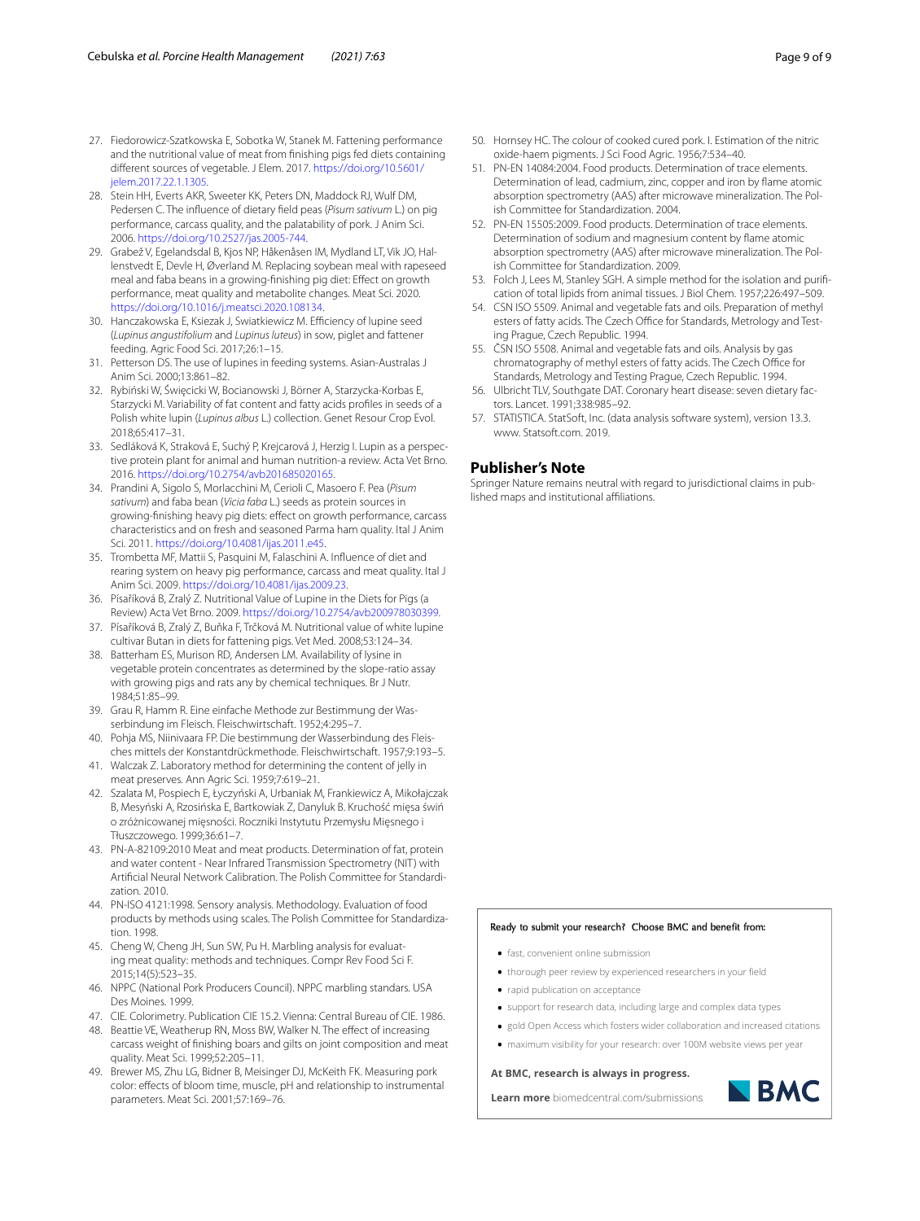27. Fiedorowicz-Szatkowska E, Sobotka W, Stanek M. Fattening performance and the nutritional value of meat from finishing pigs fed diets containing different sources of vegetable. J Elem. 2017. https://doi.org/10.5601/jelem.2017.22.1.1305.
28. Stein HH, Everts AKR, Sweeter KK, Peters DN, Maddock RJ, Wulf DM, Pedersen C. The influence of dietary field peas (*Pisum sativum* L.) on pig performance, carcass quality, and the palatability of pork. J Anim Sci. 2006. https://doi.org/10.2527/jas.2005-744.
29. Grabež V, Egelandsdal B, Kjos NP, Håkenåsen IM, Mydland LT, Vik JO, Hallenstvedt E, Devle H, Øverland M. Replacing soybean meal with rapeseed meal and faba beans in a growing-finishing pig diet: Effect on growth performance, meat quality and metabolite changes. Meat Sci. 2020. https://doi.org/10.1016/j.meatsci.2020.108134.
30. Hanczakowska E, Ksiezak J, Swiatkiewicz M. Efficiency of lupine seed (*Lupinus angustifolium* and *Lupinus luteus*) in sow, piglet and fattener feeding. Agric Food Sci. 2017;26:1–15.
31. Petterson DS. The use of lupines in feeding systems. Asian-Australas J Anim Sci. 2000;13:861–82.
32. Rybiński W, Święcicki W, Bocianowski J, Börner A, Starzycka-Korbas E, Starzycki M. Variability of fat content and fatty acids profiles in seeds of a Polish white lupin (*Lupinus albus* L.) collection. Genet Resour Crop Evol. 2018;65:417–31.
33. Sedláková K, Straková E, Suchý P, Krejcarová J, Herzig I. Lupin as a perspective protein plant for animal and human nutrition-a review. Acta Vet Brno. 2016. https://doi.org/10.2754/avb201685020165.
34. Prandini A, Sigolo S, Morlacchini M, Cerioli C, Masoero F. Pea (*Pisum sativum*) and faba bean (*Vicia faba* L.) seeds as protein sources in growing-finishing heavy pig diets: effect on growth performance, carcass characteristics and on fresh and seasoned Parma ham quality. Ital J Anim Sci. 2011. https://doi.org/10.4081/ijas.2011.e45.
35. Trombetta MF, Mattii S, Pasquini M, Falaschini A. Influence of diet and rearing system on heavy pig performance, carcass and meat quality. Ital J Anim Sci. 2009. https://doi.org/10.4081/ijas.2009.23.
36. Písaříková B, Zralý Z. Nutritional Value of Lupine in the Diets for Pigs (a Review) Acta Vet Brno. 2009. https://doi.org/10.2754/avb200978030399.
37. Písaříková B, Zralý Z, Buňka F, Trčková M. Nutritional value of white lupine cultivar Butan in diets for fattening pigs. Vet Med. 2008;53:124–34.
38. Batterham ES, Murison RD, Andersen LM. Availability of lysine in vegetable protein concentrates as determined by the slope-ratio assay with growing pigs and rats any by chemical techniques. Br J Nutr. 1984;51:85–99.
39. Grau R, Hamm R. Eine einfache Methode zur Bestimmung der Wasserbindung im Fleisch. Fleischwirtschaft. 1952;4:295–7.
40. Pohja MS, Niinivaara FP. Die bestimmung der Wasserbindung des Fleisches mittels der Konstantdrückmethode. Fleischwirtschaft. 1957;9:193–5.
41. Walczak Z. Laboratory method for determining the content of jelly in meat preserves. Ann Agric Sci. 1959;7:619–21.
42. Szalata M, Pospiech E, Łyczyński A, Urbaniak M, Frankiewicz A, Mikołajczak B, Mesyński A, Rzosińska E, Bartkowiak Z, Danyluk B. Kruchość mięsa świń o zróżnicowanej mięsności. Roczniki Instytutu Przemysłu Mięsnego i Tłuszczowego. 1999;36:61–7.
43. PN-A-82109:2010 Meat and meat products. Determination of fat, protein and water content - Near Infrared Transmission Spectrometry (NIT) with Artificial Neural Network Calibration. The Polish Committee for Standardization. 2010.
44. PN-ISO 4121:1998. Sensory analysis. Methodology. Evaluation of food products by methods using scales. The Polish Committee for Standardization. 1998.
45. Cheng W, Cheng JH, Sun SW, Pu H. Marbling analysis for evaluating meat quality: methods and techniques. Compr Rev Food Sci F. 2015;14(5):523–35.
46. NPPC (National Pork Producers Council). NPPC marbling standars. USA Des Moines. 1999.
47. CIE. Colorimetry. Publication CIE 15.2. Vienna: Central Bureau of CIE. 1986.
48. Beattie VE, Weatherup RN, Moss BW, Walker N. The effect of increasing carcass weight of finishing boars and gilts on joint composition and meat quality. Meat Sci. 1999;52:205–11.
49. Brewer MS, Zhu LG, Bidner B, Meisinger DJ, McKeith FK. Measuring pork color: effects of bloom time, muscle, pH and relationship to instrumental parameters. Meat Sci. 2001;57:169–76.
50. Hornsey HC. The colour of cooked cured pork. I. Estimation of the nitric oxide-haem pigments. J Sci Food Agric. 1956;7:534–40.
51. PN-EN 14084:2004. Food products. Determination of trace elements. Determination of lead, cadmium, zinc, copper and iron by flame atomic absorption spectrometry (AAS) after microwave mineralization. The Polish Committee for Standardization. 2004.
52. PN-EN 15505:2009. Food products. Determination of trace elements. Determination of sodium and magnesium content by flame atomic absorption spectrometry (AAS) after microwave mineralization. The Polish Committee for Standardization. 2009.
53. Folch J, Lees M, Stanley SGH. A simple method for the isolation and purification of total lipids from animal tissues. J Biol Chem. 1957;226:497–509.
54. CSN ISO 5509. Animal and vegetable fats and oils. Preparation of methyl esters of fatty acids. The Czech Office for Standards, Metrology and Testing Prague, Czech Republic. 1994.
55. ČSN ISO 5508. Animal and vegetable fats and oils. Analysis by gas chromatography of methyl esters of fatty acids. The Czech Office for Standards, Metrology and Testing Prague, Czech Republic. 1994.
56. Ulbricht TLV, Southgate DAT. Coronary heart disease: seven dietary factors. Lancet. 1991;338:985–92.
57. STATISTICA. StatSoft, Inc. (data analysis software system), version 13.3. www.Statsoft.com. 2019.

## Publisher's Note

Springer Nature remains neutral with regard to jurisdictional claims in published maps and institutional affiliations.

Ready to submit your research? Choose BMC and benefit from:

- fast, convenient online submission
- thorough peer review by experienced researchers in your field
- rapid publication on acceptance
- support for research data, including large and complex data types
- gold Open Access which fosters wider collaboration and increased citations
- maximum visibility for your research: over 100M website views per year

**At BMC, research is always in progress.**

**Learn more** biomedcentral.com/submissions

BMC